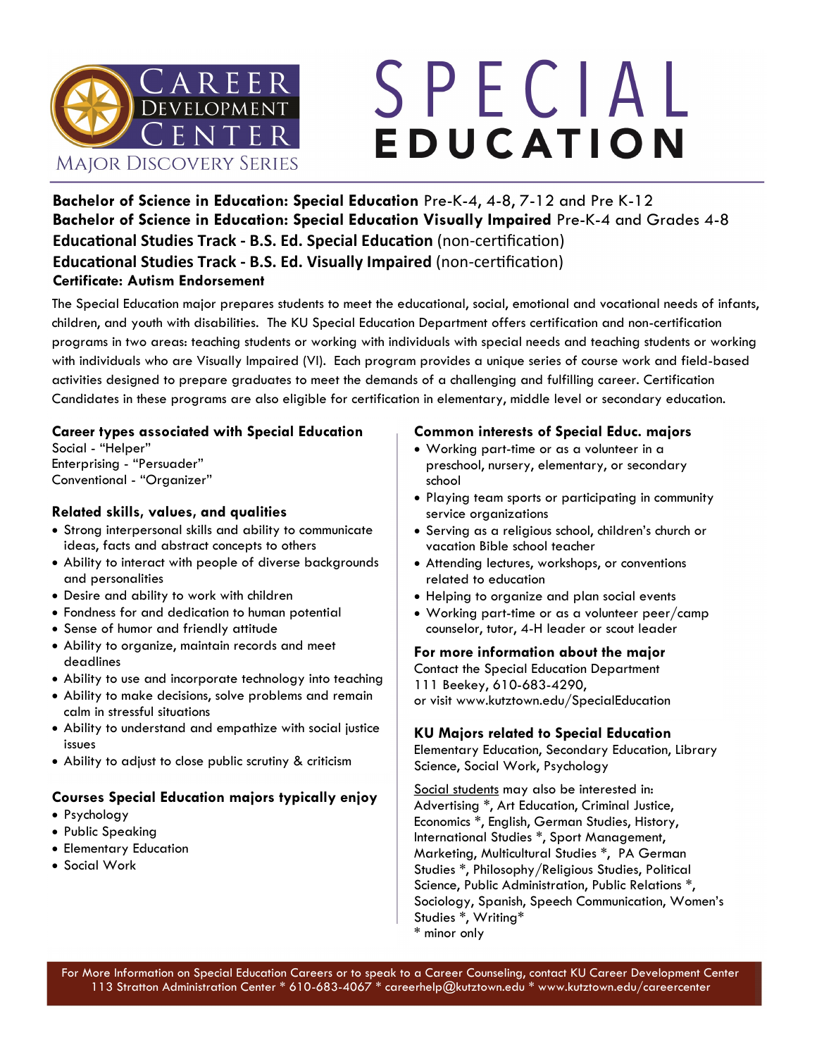# Career Development Center

Major Discovery Series

# SPECIAL EDUCATION

**Bachelor of Science in Education: Special Education** Pre-K-4, 4-8, 7-12 and Pre K-12
**Bachelor of Science in Education: Special Education Visually Impaired** Pre-K-4 and Grades 4-8
**Educational Studies Track - B.S. Ed. Special Education** (non-certification)
**Educational Studies Track - B.S. Ed. Visually Impaired** (non-certification)
**Certificate: Autism Endorsement**

The Special Education major prepares students to meet the educational, social, emotional and vocational needs of infants, children, and youth with disabilities. The KU Special Education Department offers certification and non-certification programs in two areas: teaching students or working with individuals with special needs and teaching students or working with individuals who are Visually Impaired (VI). Each program provides a unique series of course work and field-based activities designed to prepare graduates to meet the demands of a challenging and fulfilling career. Certification Candidates in these programs are also eligible for certification in elementary, middle level or secondary education.

### Career types associated with Special Education

Social - "Helper"
Enterprising - "Persuader"
Conventional - "Organizer"

### Related skills, values, and qualities

- Strong interpersonal skills and ability to communicate ideas, facts and abstract concepts to others
- Ability to interact with people of diverse backgrounds and personalities
- Desire and ability to work with children
- Fondness for and dedication to human potential
- Sense of humor and friendly attitude
- Ability to organize, maintain records and meet deadlines
- Ability to use and incorporate technology into teaching
- Ability to make decisions, solve problems and remain calm in stressful situations
- Ability to understand and empathize with social justice issues
- Ability to adjust to close public scrutiny & criticism

### Courses Special Education majors typically enjoy

- Psychology
- Public Speaking
- Elementary Education
- Social Work

### Common interests of Special Educ. majors

- Working part-time or as a volunteer in a preschool, nursery, elementary, or secondary school
- Playing team sports or participating in community service organizations
- Serving as a religious school, children's church or vacation Bible school teacher
- Attending lectures, workshops, or conventions related to education
- Helping to organize and plan social events
- Working part-time or as a volunteer peer/camp counselor, tutor, 4-H leader or scout leader

### For more information about the major

Contact the Special Education Department
111 Beekey, 610-683-4290,
or visit www.kutztown.edu/SpecialEducation

### KU Majors related to Special Education

Elementary Education, Secondary Education, Library Science, Social Work, Psychology

Social students may also be interested in:
Advertising *, Art Education, Criminal Justice, Economics *, English, German Studies, History, International Studies *, Sport Management, Marketing, Multicultural Studies *, PA German Studies *, Philosophy/Religious Studies, Political Science, Public Administration, Public Relations *, Sociology, Spanish, Speech Communication, Women's Studies *, Writing*
* minor only

For More Information on Special Education Careers or to speak to a Career Counseling, contact KU Career Development Center
113 Stratton Administration Center * 610-683-4067 * careerhelp@kutztown.edu * www.kutztown.edu/careercenter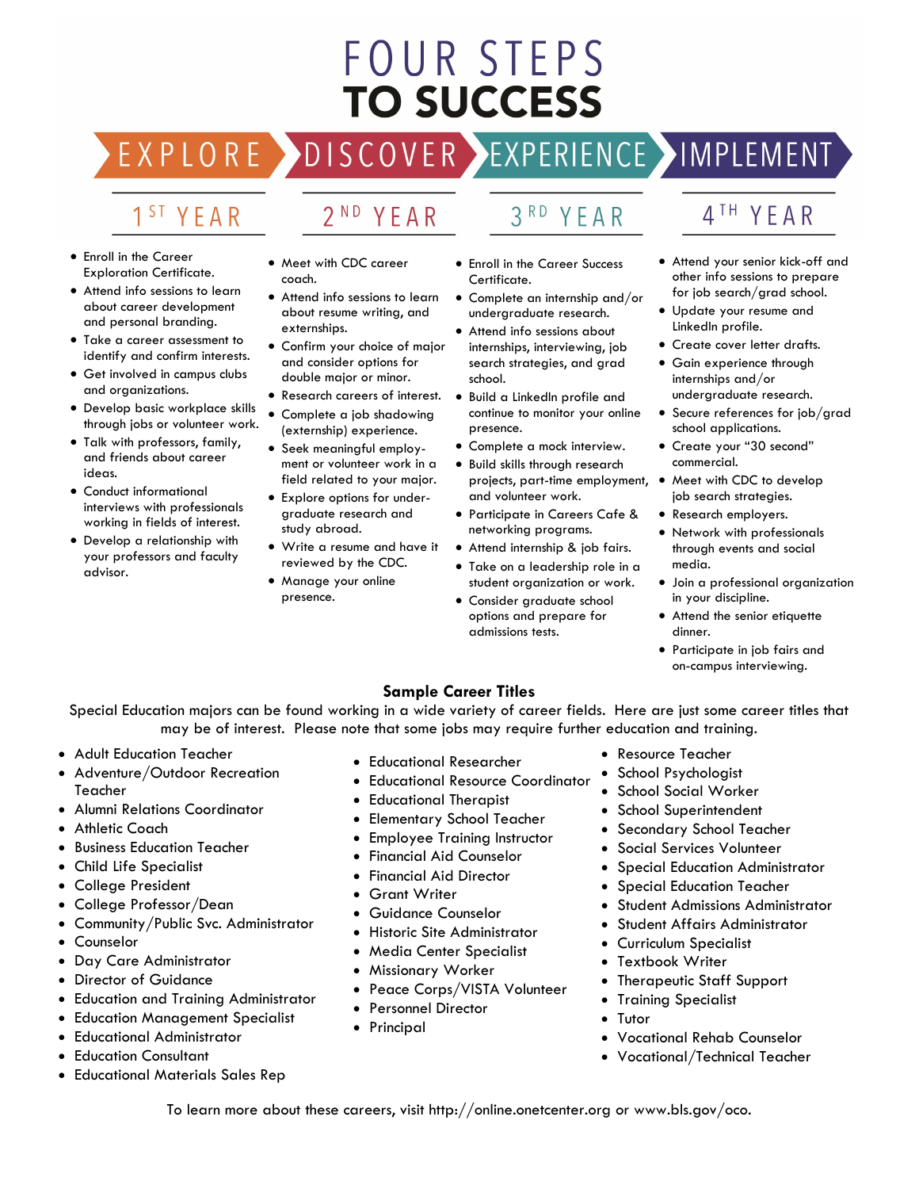# FOUR STEPS TO SUCCESS

## EXPLORE — 1ST YEAR

- Enroll in the Career Exploration Certificate.
- Attend info sessions to learn about career development and personal branding.
- Take a career assessment to identify and confirm interests.
- Get involved in campus clubs and organizations.
- Develop basic workplace skills through jobs or volunteer work.
- Talk with professors, family, and friends about career ideas.
- Conduct informational interviews with professionals working in fields of interest.
- Develop a relationship with your professors and faculty advisor.

## DISCOVER — 2ND YEAR

- Meet with CDC career coach.
- Attend info sessions to learn about resume writing, and externships.
- Confirm your choice of major and consider options for double major or minor.
- Research careers of interest.
- Complete a job shadowing (externship) experience.
- Seek meaningful employment or volunteer work in a field related to your major.
- Explore options for undergraduate research and study abroad.
- Write a resume and have it reviewed by the CDC.
- Manage your online presence.

## EXPERIENCE — 3RD YEAR

- Enroll in the Career Success Certificate.
- Complete an internship and/or undergraduate research.
- Attend info sessions about internships, interviewing, job search strategies, and grad school.
- Build a LinkedIn profile and continue to monitor your online presence.
- Complete a mock interview.
- Build skills through research projects, part-time employment, and volunteer work.
- Participate in Careers Cafe & networking programs.
- Attend internship & job fairs.
- Take on a leadership role in a student organization or work.
- Consider graduate school options and prepare for admissions tests.

## IMPLEMENT — 4TH YEAR

- Attend your senior kick-off and other info sessions to prepare for job search/grad school.
- Update your resume and LinkedIn profile.
- Create cover letter drafts.
- Gain experience through internships and/or undergraduate research.
- Secure references for job/grad school applications.
- Create your "30 second" commercial.
- Meet with CDC to develop job search strategies.
- Research employers.
- Network with professionals through events and social media.
- Join a professional organization in your discipline.
- Attend the senior etiquette dinner.
- Participate in job fairs and on-campus interviewing.

### Sample Career Titles

Special Education majors can be found working in a wide variety of career fields. Here are just some career titles that may be of interest. Please note that some jobs may require further education and training.

- Adult Education Teacher
- Adventure/Outdoor Recreation Teacher
- Alumni Relations Coordinator
- Athletic Coach
- Business Education Teacher
- Child Life Specialist
- College President
- College Professor/Dean
- Community/Public Svc. Administrator
- Counselor
- Day Care Administrator
- Director of Guidance
- Education and Training Administrator
- Education Management Specialist
- Educational Administrator
- Education Consultant
- Educational Materials Sales Rep
- Educational Researcher
- Educational Resource Coordinator
- Educational Therapist
- Elementary School Teacher
- Employee Training Instructor
- Financial Aid Counselor
- Financial Aid Director
- Grant Writer
- Guidance Counselor
- Historic Site Administrator
- Media Center Specialist
- Missionary Worker
- Peace Corps/VISTA Volunteer
- Personnel Director
- Principal
- Resource Teacher
- School Psychologist
- School Social Worker
- School Superintendent
- Secondary School Teacher
- Social Services Volunteer
- Special Education Administrator
- Special Education Teacher
- Student Admissions Administrator
- Student Affairs Administrator
- Curriculum Specialist
- Textbook Writer
- Therapeutic Staff Support
- Training Specialist
- Tutor
- Vocational Rehab Counselor
- Vocational/Technical Teacher

To learn more about these careers, visit http://online.onetcenter.org or www.bls.gov/oco.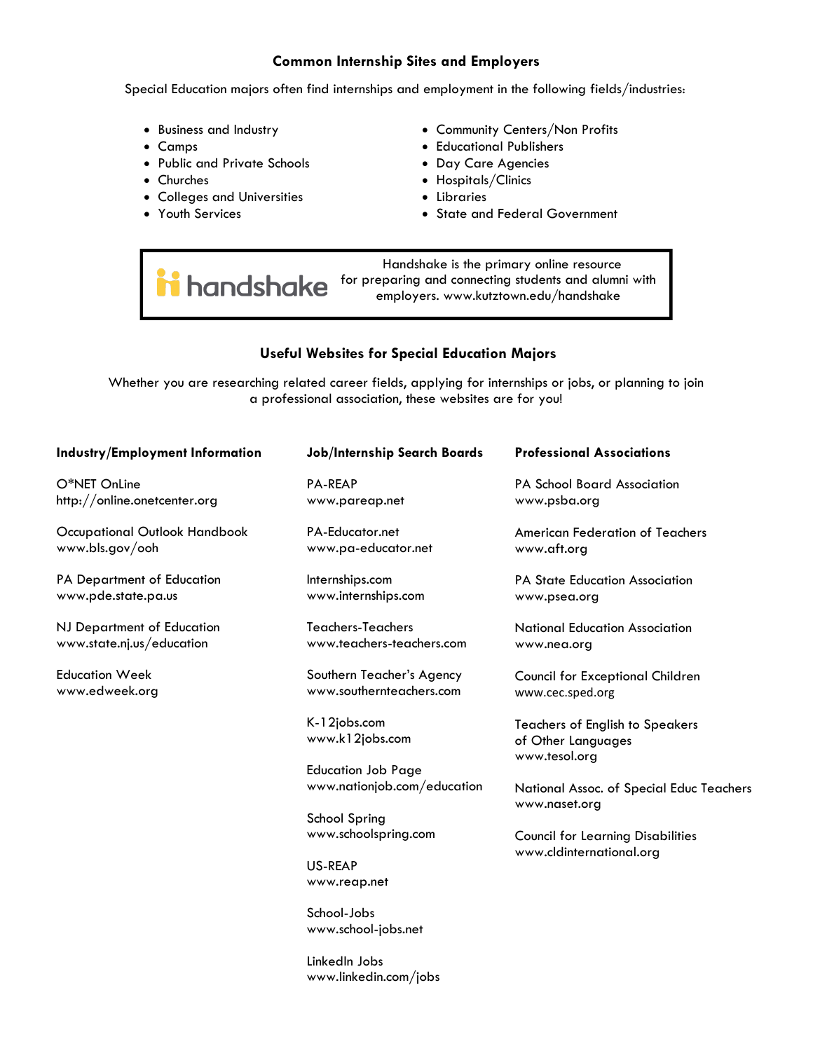## Common Internship Sites and Employers

Special Education majors often find internships and employment in the following fields/industries:

- Business and Industry
- Camps
- Public and Private Schools
- Churches
- Colleges and Universities
- Youth Services
- Community Centers/Non Profits
- Educational Publishers
- Day Care Agencies
- Hospitals/Clinics
- Libraries
- State and Federal Government

handshake

Handshake is the primary online resource for preparing and connecting students and alumni with employers. www.kutztown.edu/handshake

## Useful Websites for Special Education Majors

Whether you are researching related career fields, applying for internships or jobs, or planning to join a professional association, these websites are for you!

### Industry/Employment Information

O*NET OnLine
http://online.onetcenter.org

Occupational Outlook Handbook
www.bls.gov/ooh

PA Department of Education
www.pde.state.pa.us

NJ Department of Education
www.state.nj.us/education

Education Week
www.edweek.org

### Job/Internship Search Boards

PA-REAP
www.pareap.net

PA-Educator.net
www.pa-educator.net

Internships.com
www.internships.com

Teachers-Teachers
www.teachers-teachers.com

Southern Teacher's Agency
www.southernteachers.com

K-12jobs.com
www.k12jobs.com

Education Job Page
www.nationjob.com/education

School Spring
www.schoolspring.com

US-REAP
www.reap.net

School-Jobs
www.school-jobs.net

LinkedIn Jobs
www.linkedin.com/jobs

### Professional Associations

PA School Board Association
www.psba.org

American Federation of Teachers
www.aft.org

PA State Education Association
www.psea.org

National Education Association
www.nea.org

Council for Exceptional Children
www.cec.sped.org

Teachers of English to Speakers of Other Languages
www.tesol.org

National Assoc. of Special Educ Teachers
www.naset.org

Council for Learning Disabilities
www.cldinternational.org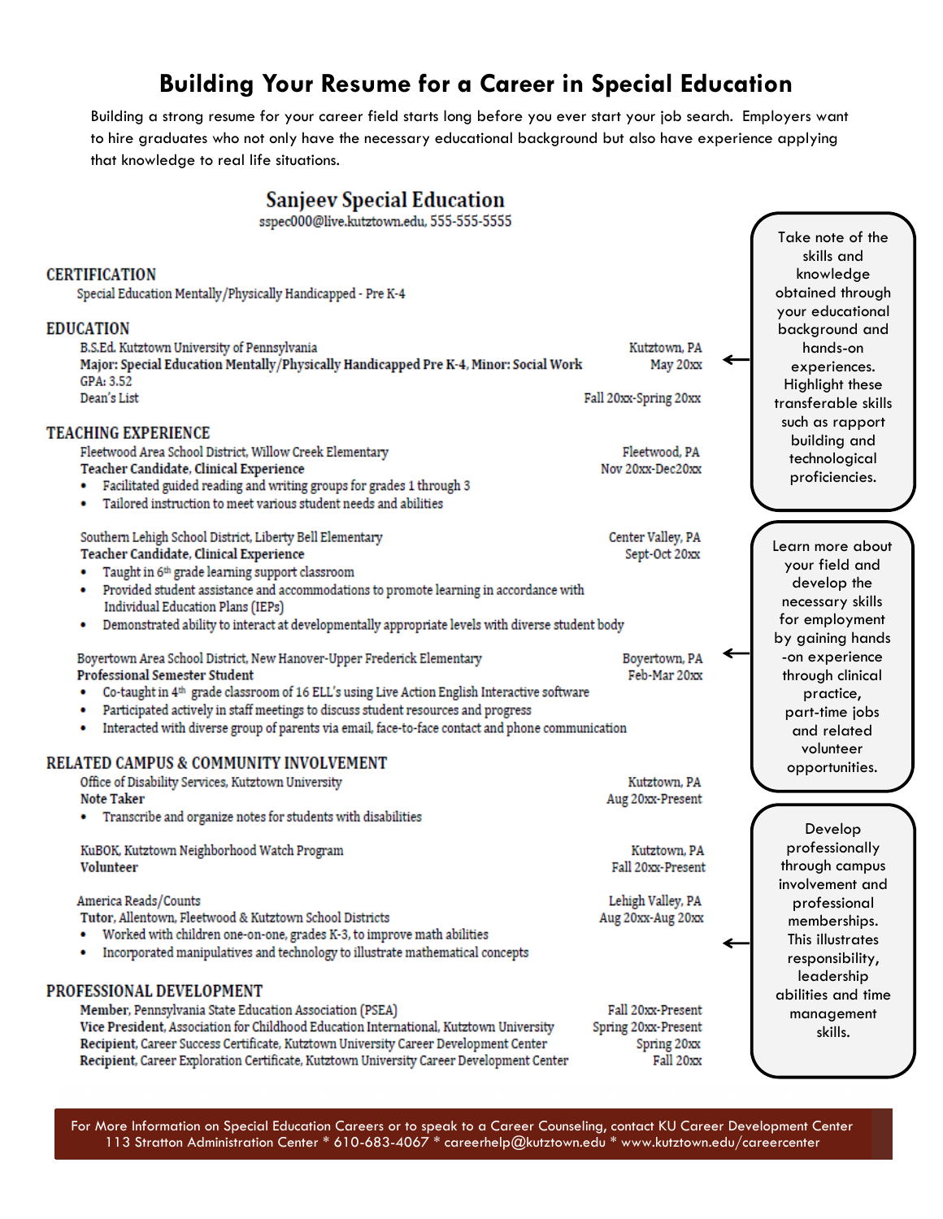# Building Your Resume for a Career in Special Education

Building a strong resume for your career field starts long before you ever start your job search. Employers want to hire graduates who not only have the necessary educational background but also have experience applying that knowledge to real life situations.

## Sanjeev Special Education

sspec000@live.kutztown.edu, 555-555-5555

### CERTIFICATION

Special Education Mentally/Physically Handicapped - Pre K-4

### EDUCATION

B.S.Ed. Kutztown University of Pennsylvania — Kutztown, PA
**Major: Special Education Mentally/Physically Handicapped Pre K-4, Minor: Social Work** — May 20xx
GPA: 3.52
Dean's List — Fall 20xx-Spring 20xx

> Take note of the skills and knowledge obtained through your educational background and hands-on experiences. Highlight these transferable skills such as rapport building and technological proficiencies.

### TEACHING EXPERIENCE

Fleetwood Area School District, Willow Creek Elementary — Fleetwood, PA
**Teacher Candidate, Clinical Experience** — Nov 20xx-Dec20xx

- Facilitated guided reading and writing groups for grades 1 through 3
- Tailored instruction to meet various student needs and abilities

Southern Lehigh School District, Liberty Bell Elementary — Center Valley, PA
**Teacher Candidate, Clinical Experience** — Sept-Oct 20xx

- Taught in 6th grade learning support classroom
- Provided student assistance and accommodations to promote learning in accordance with Individual Education Plans (IEPs)
- Demonstrated ability to interact at developmentally appropriate levels with diverse student body

Boyertown Area School District, New Hanover-Upper Frederick Elementary — Boyertown, PA
**Professional Semester Student** — Feb-Mar 20xx

- Co-taught in 4th grade classroom of 16 ELL's using Live Action English Interactive software
- Participated actively in staff meetings to discuss student resources and progress
- Interacted with diverse group of parents via email, face-to-face contact and phone communication

> Learn more about your field and develop the necessary skills for employment by gaining hands-on experience through clinical practice, part-time jobs and related volunteer opportunities.

### RELATED CAMPUS & COMMUNITY INVOLVEMENT

Office of Disability Services, Kutztown University — Kutztown, PA
**Note Taker** — Aug 20xx-Present

- Transcribe and organize notes for students with disabilities

KuBOK, Kutztown Neighborhood Watch Program — Kutztown, PA
**Volunteer** — Fall 20xx-Present

America Reads/Counts — Lehigh Valley, PA
**Tutor**, Allentown, Fleetwood & Kutztown School Districts — Aug 20xx-Aug 20xx

- Worked with children one-on-one, grades K-3, to improve math abilities
- Incorporated manipulatives and technology to illustrate mathematical concepts

### PROFESSIONAL DEVELOPMENT

**Member**, Pennsylvania State Education Association (PSEA) — Fall 20xx-Present
**Vice President**, Association for Childhood Education International, Kutztown University — Spring 20xx-Present
**Recipient**, Career Success Certificate, Kutztown University Career Development Center — Spring 20xx
**Recipient**, Career Exploration Certificate, Kutztown University Career Development Center — Fall 20xx

> Develop professionally through campus involvement and professional memberships. This illustrates responsibility, leadership abilities and time management skills.

For More Information on Special Education Careers or to speak to a Career Counseling, contact KU Career Development Center
113 Stratton Administration Center * 610-683-4067 * careerhelp@kutztown.edu * www.kutztown.edu/careercenter